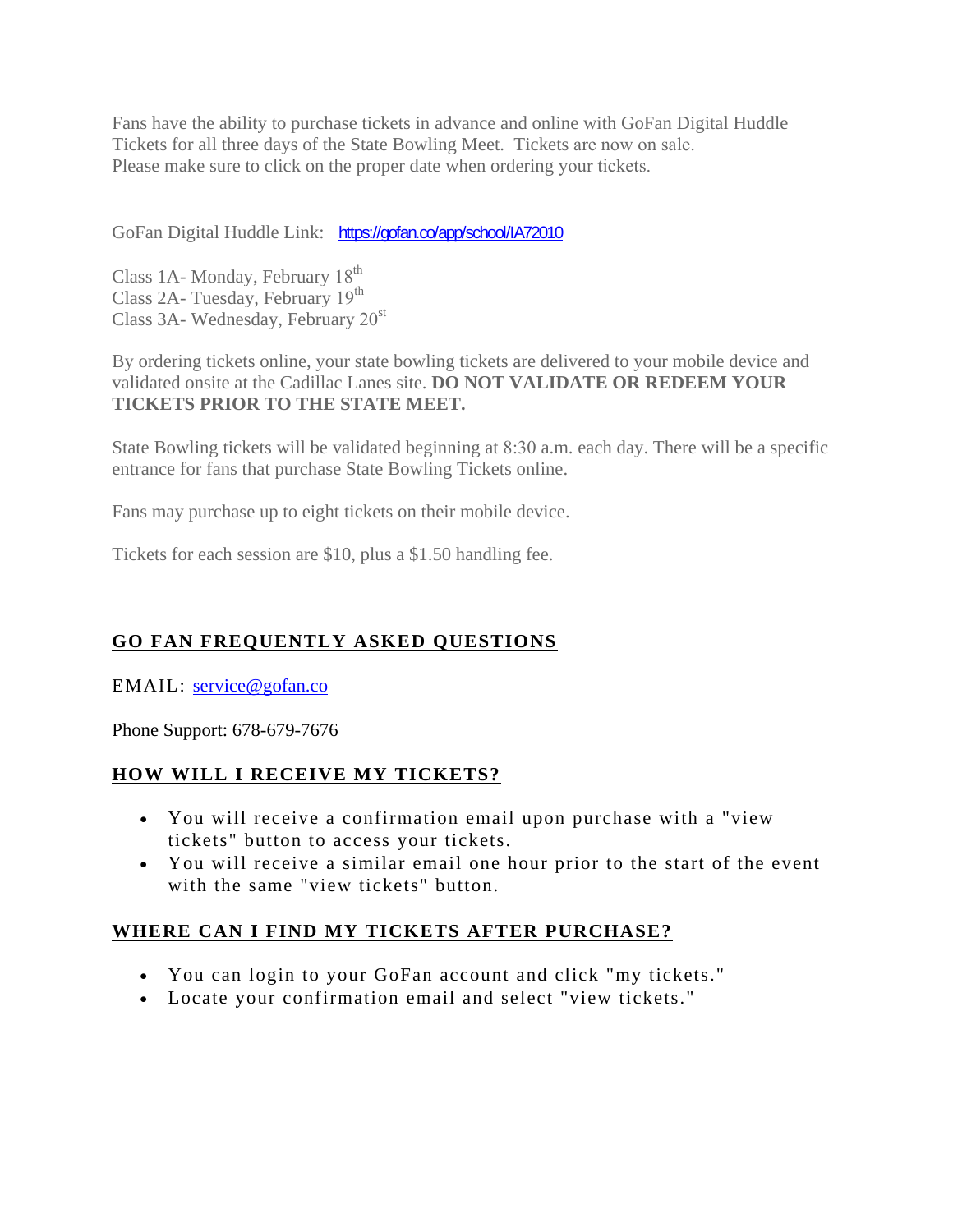Fans have the ability to purchase tickets in advance and online with GoFan Digital Huddle Tickets for all three days of the State Bowling Meet. Tickets are now on sale. Please make sure to click on the proper date when ordering your tickets.

GoFan Digital Huddle Link: https://gofan.co/app/school/IA72010

Class 1A- Monday, February 18th
Class 2A- Tuesday, February 19th
Class 3A- Wednesday, February 20st

By ordering tickets online, your state bowling tickets are delivered to your mobile device and validated onsite at the Cadillac Lanes site. **DO NOT VALIDATE OR REDEEM YOUR TICKETS PRIOR TO THE STATE MEET.**

State Bowling tickets will be validated beginning at 8:30 a.m. each day. There will be a specific entrance for fans that purchase State Bowling Tickets online.

Fans may purchase up to eight tickets on their mobile device.

Tickets for each session are $10, plus a $1.50 handling fee.

## GO FAN FREQUENTLY ASKED QUESTIONS

EMAIL: service@gofan.co

Phone Support: 678-679-7676

## HOW WILL I RECEIVE MY TICKETS?

- You will receive a confirmation email upon purchase with a "view tickets" button to access your tickets.
- You will receive a similar email one hour prior to the start of the event with the same "view tickets" button.

## WHERE CAN I FIND MY TICKETS AFTER PURCHASE?

- You can login to your GoFan account and click "my tickets."
- Locate your confirmation email and select "view tickets."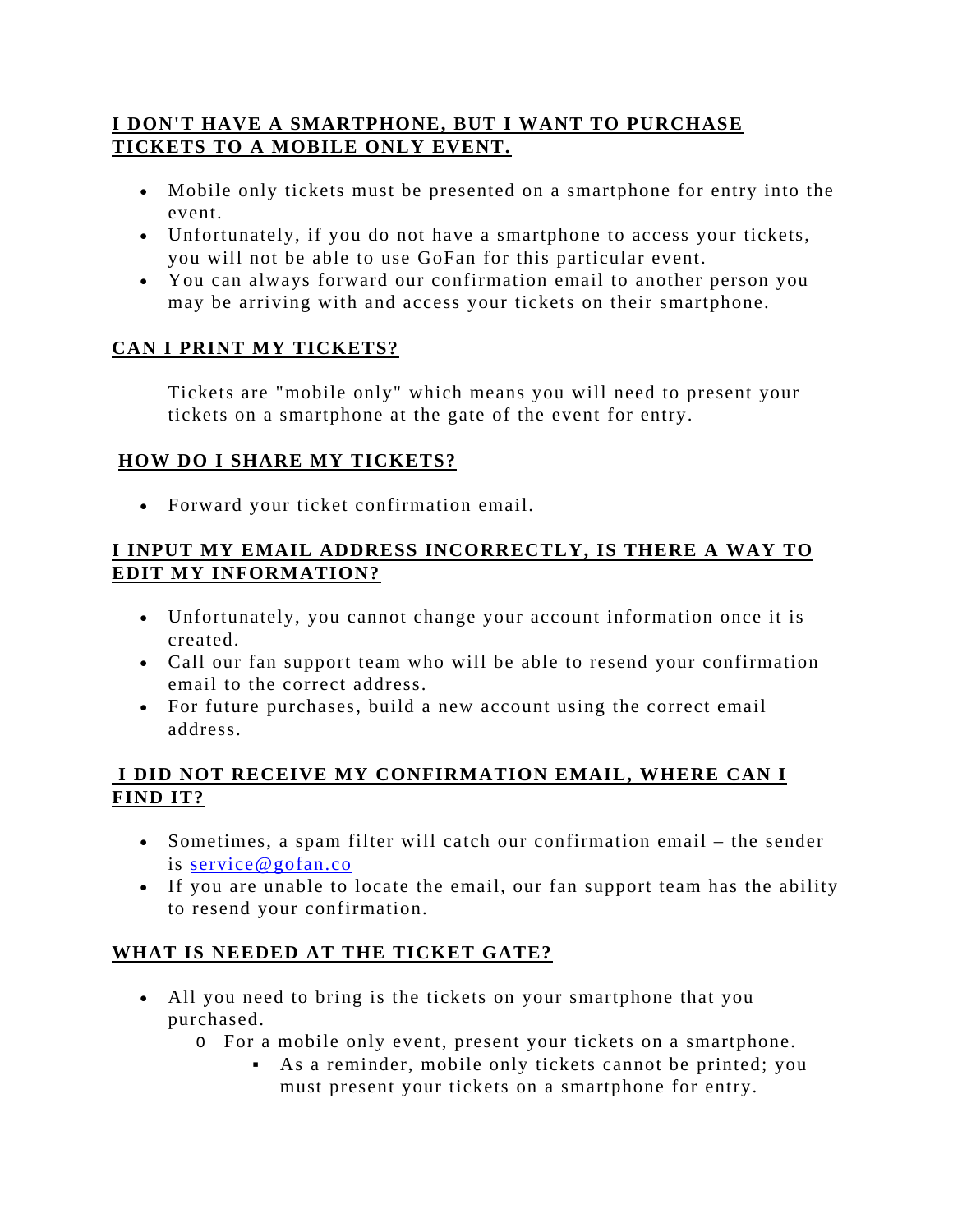## I DON'T HAVE A SMARTPHONE, BUT I WANT TO PURCHASE TICKETS TO A MOBILE ONLY EVENT.

- Mobile only tickets must be presented on a smartphone for entry into the event.
- Unfortunately, if you do not have a smartphone to access your tickets, you will not be able to use GoFan for this particular event.
- You can always forward our confirmation email to another person you may be arriving with and access your tickets on their smartphone.

## CAN I PRINT MY TICKETS?

Tickets are "mobile only" which means you will need to present your tickets on a smartphone at the gate of the event for entry.

## HOW DO I SHARE MY TICKETS?

- Forward your ticket confirmation email.

## I INPUT MY EMAIL ADDRESS INCORRECTLY, IS THERE A WAY TO EDIT MY INFORMATION?

- Unfortunately, you cannot change your account information once it is created.
- Call our fan support team who will be able to resend your confirmation email to the correct address.
- For future purchases, build a new account using the correct email address.

## I DID NOT RECEIVE MY CONFIRMATION EMAIL, WHERE CAN I FIND IT?

- Sometimes, a spam filter will catch our confirmation email – the sender is [service@gofan.co](mailto:service@gofan.co)
- If you are unable to locate the email, our fan support team has the ability to resend your confirmation.

## WHAT IS NEEDED AT THE TICKET GATE?

- All you need to bring is the tickets on your smartphone that you purchased.
  - For a mobile only event, present your tickets on a smartphone.
    - As a reminder, mobile only tickets cannot be printed; you must present your tickets on a smartphone for entry.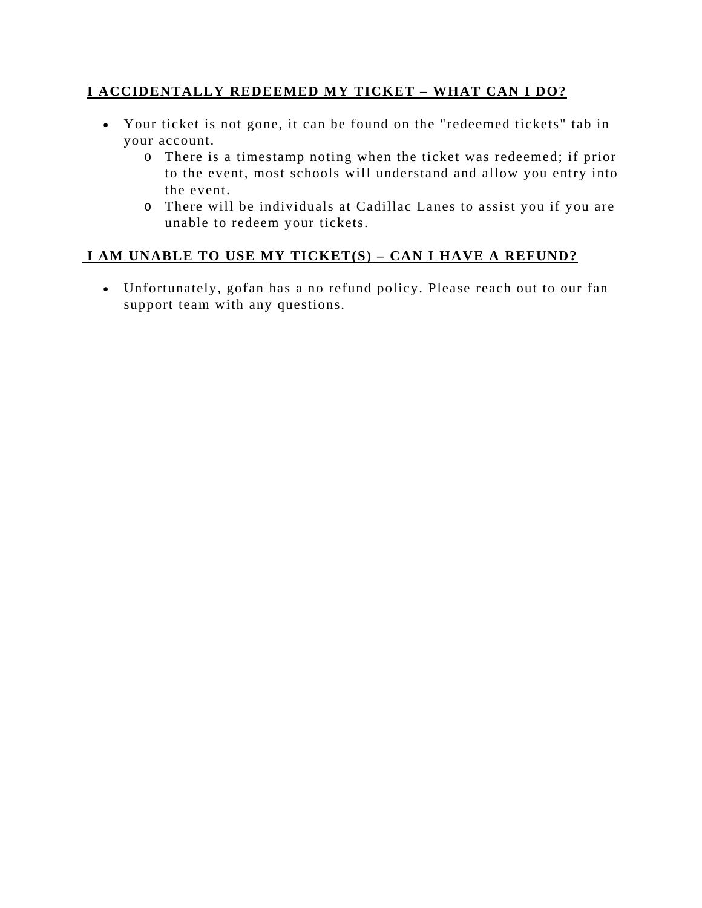## **I ACCIDENTALLY REDEEMED MY TICKET – WHAT CAN I DO?**

- Your ticket is not gone, it can be found on the "redeemed tickets" tab in your account.
  - There is a timestamp noting when the ticket was redeemed; if prior to the event, most schools will understand and allow you entry into the event.
  - There will be individuals at Cadillac Lanes to assist you if you are unable to redeem your tickets.

## **I AM UNABLE TO USE MY TICKET(S) – CAN I HAVE A REFUND?**

- Unfortunately, gofan has a no refund policy. Please reach out to our fan support team with any questions.